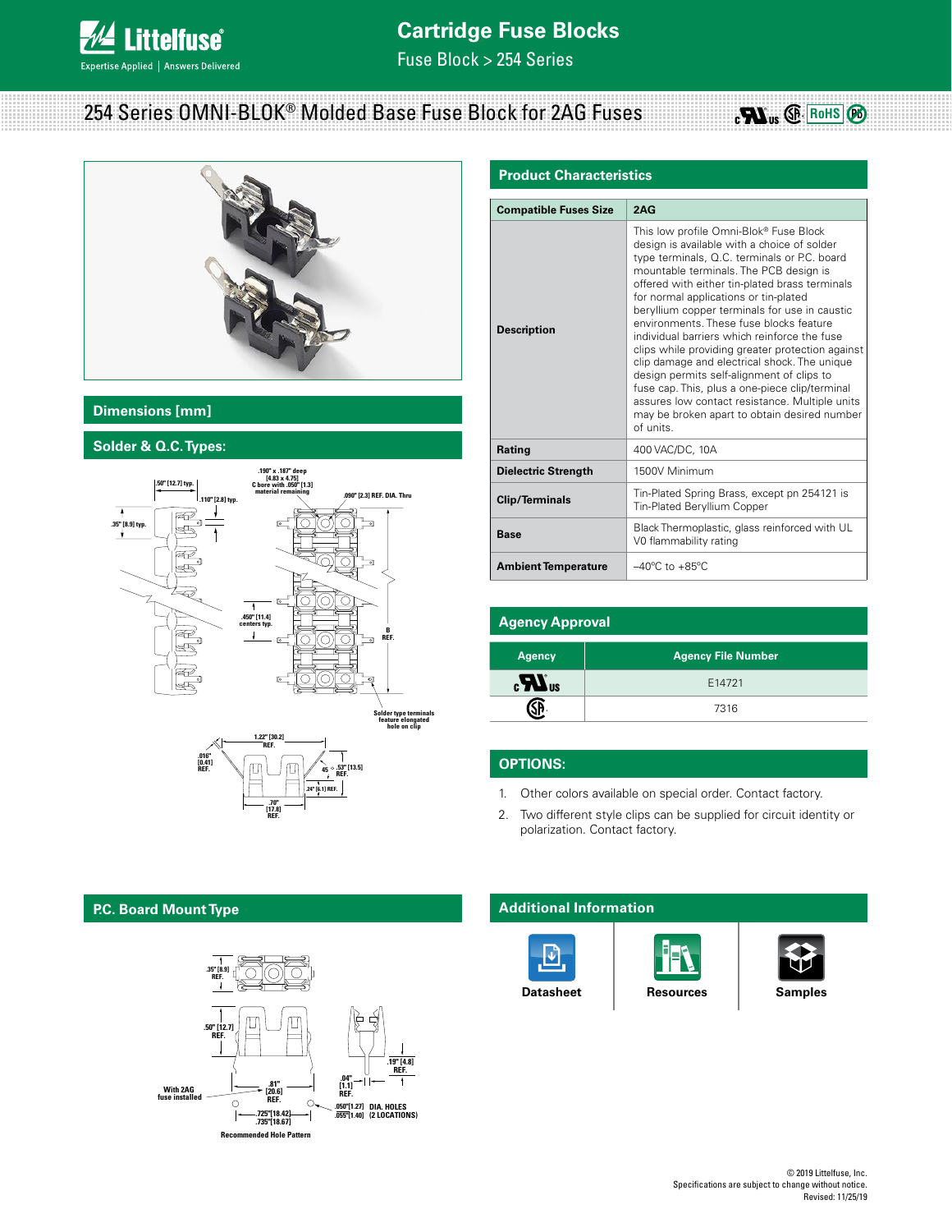# Cartridge Fuse Blocks

Fuse Block > 254 Series

## 254 Series OMNI-BLOK® Molded Base Fuse Block for 2AG Fuses

## Dimensions [mm]

### Solder & Q.C. Types:

.190" x .187" deep [4.83 x 4.75] C bore with .050" [1.3] material remaining

.50" [12.7] typ.

.110" [2.8] typ.

.090" [2.3] REF. DIA. Thru

.35" [8.9] typ.

.450" [11.4] centers typ.

B REF.

Solder type terminals feature elongated hole on clip

1.22" [30.2] REF.

.016" [0.41] REF.

45°

.53" [13.5] REF.

.24" [6.1] REF.

.70" [17.8] REF.

## Product Characteristics

| Compatible Fuses Size | 2AG |
|---|---|
| Description | This low profile Omni-Blok® Fuse Block design is available with a choice of solder type terminals, Q.C. terminals or P.C. board mountable terminals. The PCB design is offered with either tin-plated brass terminals for normal applications or tin-plated beryllium copper terminals for use in caustic environments. These fuse blocks feature individual barriers which reinforce the fuse clips while providing greater protection against clip damage and electrical shock. The unique design permits self-alignment of clips to fuse cap. This, plus a one-piece clip/terminal assures low contact resistance. Multiple units may be broken apart to obtain desired number of units. |
| Rating | 400 VAC/DC, 10A |
| Dielectric Strength | 1500V Minimum |
| Clip/Terminals | Tin-Plated Spring Brass, except pn 254121 is Tin-Plated Beryllium Copper |
| Base | Black Thermoplastic, glass reinforced with UL V0 flammability rating |
| Ambient Temperature | –40°C to +85°C |

## Agency Approval

| Agency | Agency File Number |
|---|---|
| cULus | E14721 |
| CSA | 7316 |

## OPTIONS:

1. Other colors available on special order. Contact factory.
2. Two different style clips can be supplied for circuit identity or polarization. Contact factory.

## P.C. Board Mount Type

.35" [8.9] REF.

.50" [12.7] REF.

.19" [4.8] REF.

With 2AG fuse installed

.81" [20.6] REF.

.04" [1.1] REF.

.050"[1.27] .055"[1.40] DIA. HOLES (2 LOCATIONS)

.725"[18.42] .735"[18.67]

Recommended Hole Pattern

## Additional Information

Datasheet | Resources | Samples

© 2019 Littelfuse, Inc.
Specifications are subject to change without notice.
Revised: 11/25/19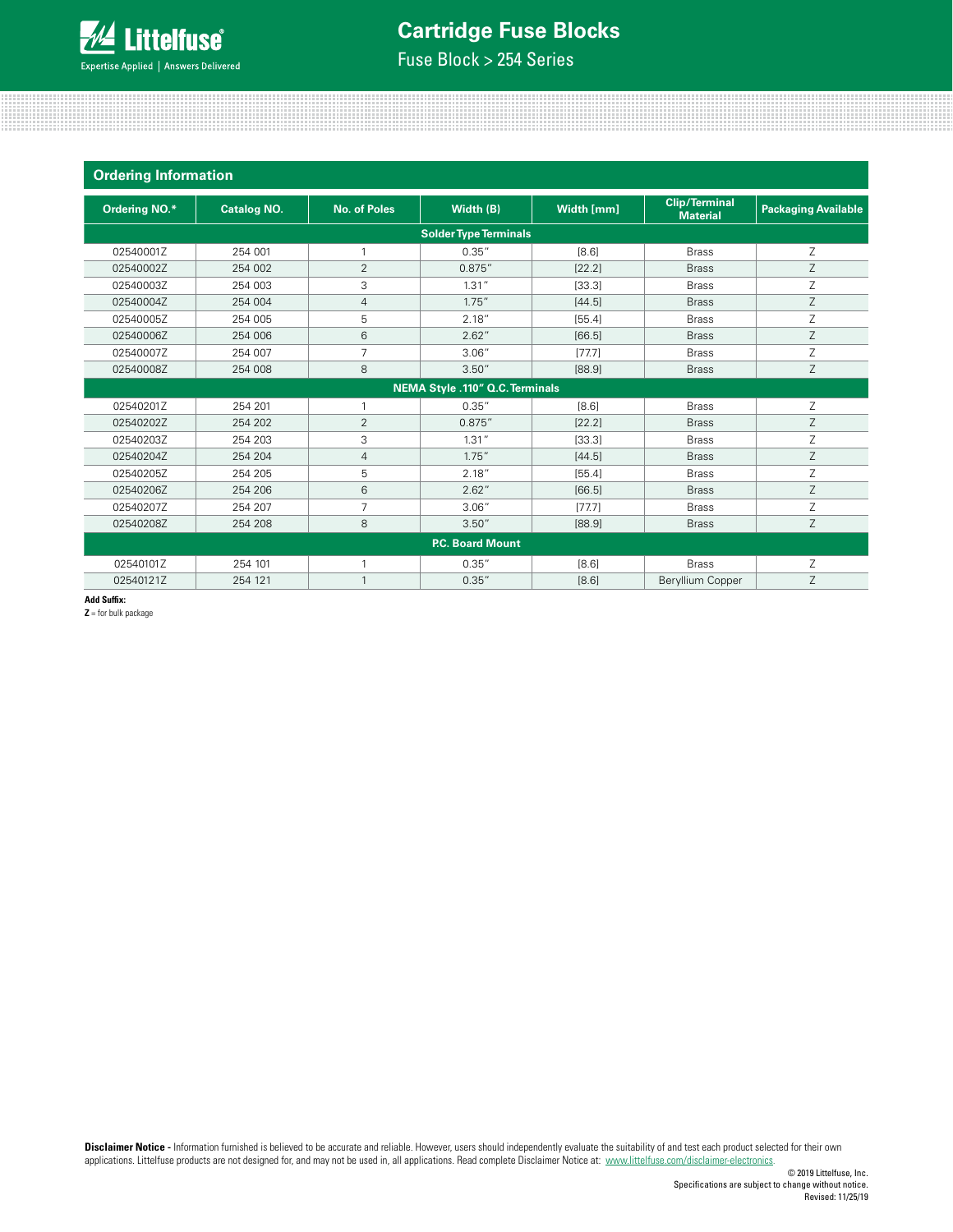## Ordering Information

| Ordering NO.* | Catalog NO. | No. of Poles | Width (B) | Width [mm] | Clip/Terminal Material | Packaging Available |
|---|---|---|---|---|---|---|
| **Solder Type Terminals** | | | | | | |
| 02540001Z | 254 001 | 1 | 0.35" | [8.6] | Brass | Z |
| 02540002Z | 254 002 | 2 | 0.875" | [22.2] | Brass | Z |
| 02540003Z | 254 003 | 3 | 1.31" | [33.3] | Brass | Z |
| 02540004Z | 254 004 | 4 | 1.75" | [44.5] | Brass | Z |
| 02540005Z | 254 005 | 5 | 2.18" | [55.4] | Brass | Z |
| 02540006Z | 254 006 | 6 | 2.62" | [66.5] | Brass | Z |
| 02540007Z | 254 007 | 7 | 3.06" | [77.7] | Brass | Z |
| 02540008Z | 254 008 | 8 | 3.50" | [88.9] | Brass | Z |
| **NEMA Style .110" Q.C. Terminals** | | | | | | |
| 02540201Z | 254 201 | 1 | 0.35" | [8.6] | Brass | Z |
| 02540202Z | 254 202 | 2 | 0.875" | [22.2] | Brass | Z |
| 02540203Z | 254 203 | 3 | 1.31" | [33.3] | Brass | Z |
| 02540204Z | 254 204 | 4 | 1.75" | [44.5] | Brass | Z |
| 02540205Z | 254 205 | 5 | 2.18" | [55.4] | Brass | Z |
| 02540206Z | 254 206 | 6 | 2.62" | [66.5] | Brass | Z |
| 02540207Z | 254 207 | 7 | 3.06" | [77.7] | Brass | Z |
| 02540208Z | 254 208 | 8 | 3.50" | [88.9] | Brass | Z |
| **P.C. Board Mount** | | | | | | |
| 02540101Z | 254 101 | 1 | 0.35" | [8.6] | Brass | Z |
| 02540121Z | 254 121 | 1 | 0.35" | [8.6] | Beryllium Copper | Z |

**Add Suffix:**
**Z** = for bulk package

**Disclaimer Notice -** Information furnished is believed to be accurate and reliable. However, users should independently evaluate the suitability of and test each product selected for their own applications. Littelfuse products are not designed for, and may not be used in, all applications. Read complete Disclaimer Notice at: www.littelfuse.com/disclaimer-electronics.

© 2019 Littelfuse, Inc.
Specifications are subject to change without notice.
Revised: 11/25/19